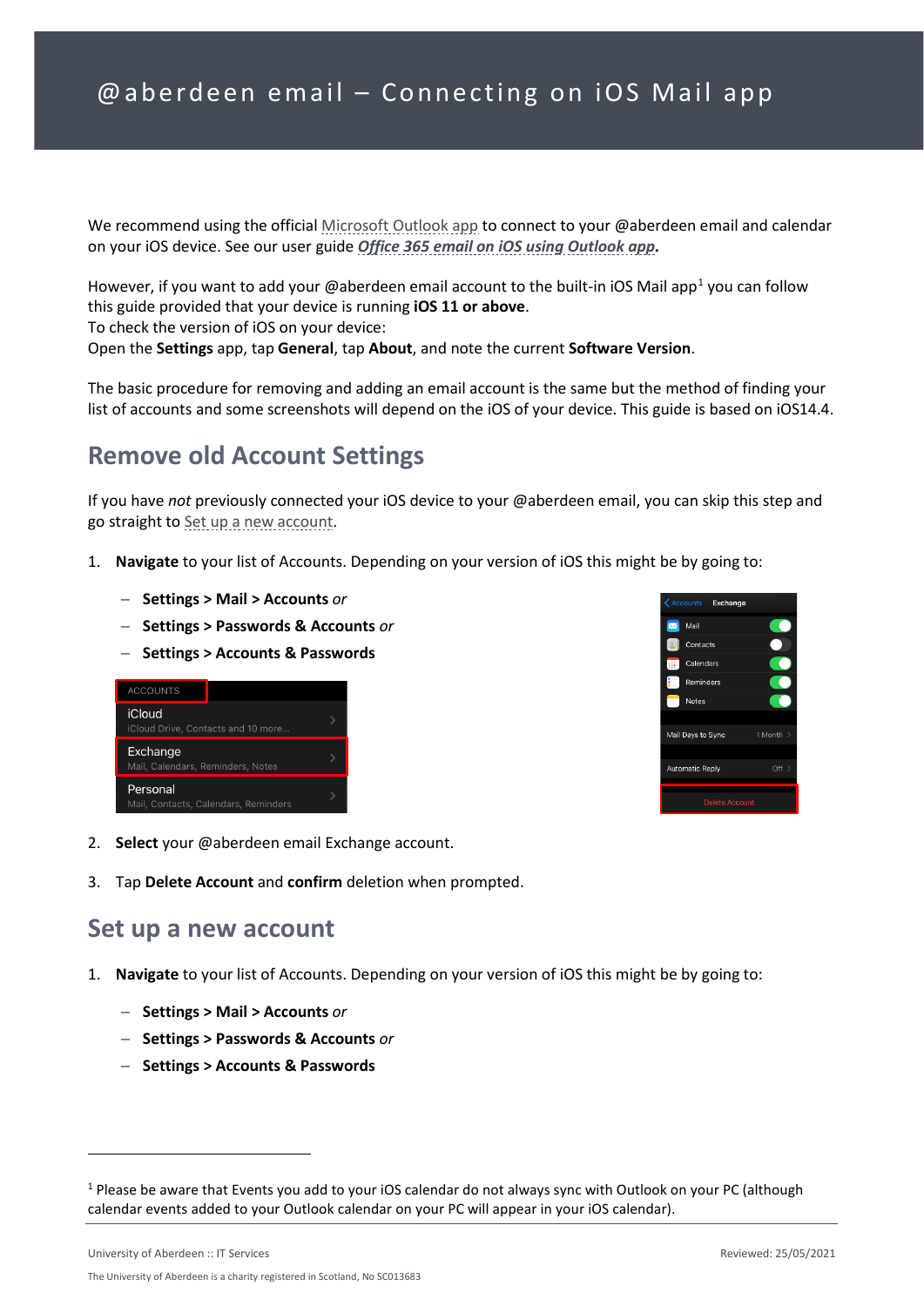# @aberdeen email – Connecting on iOS Mail app

We recommend using the official Microsoft Outlook app to connect to your @aberdeen email and calendar on your iOS device. See our user guide ***Office 365 email on iOS using Outlook app***.

However, if you want to add your @aberdeen email account to the built-in iOS Mail app[1] you can follow this guide provided that your device is running **iOS 11 or above**.
To check the version of iOS on your device:
Open the **Settings** app, tap **General**, tap **About**, and note the current **Software Version**.

The basic procedure for removing and adding an email account is the same but the method of finding your list of accounts and some screenshots will depend on the iOS of your device. This guide is based on iOS14.4.

## Remove old Account Settings

If you have *not* previously connected your iOS device to your @aberdeen email, you can skip this step and go straight to Set up a new account.

1. **Navigate** to your list of Accounts. Depending on your version of iOS this might be by going to:
   - **Settings > Mail > Accounts** *or*
   - **Settings > Passwords & Accounts** *or*
   - **Settings > Accounts & Passwords**
2. **Select** your @aberdeen email Exchange account.
3. Tap **Delete Account** and **confirm** deletion when prompted.

## Set up a new account

1. **Navigate** to your list of Accounts. Depending on your version of iOS this might be by going to:
   - **Settings > Mail > Accounts** *or*
   - **Settings > Passwords & Accounts** *or*
   - **Settings > Accounts & Passwords**

[1] Please be aware that Events you add to your iOS calendar do not always sync with Outlook on your PC (although calendar events added to your Outlook calendar on your PC will appear in your iOS calendar).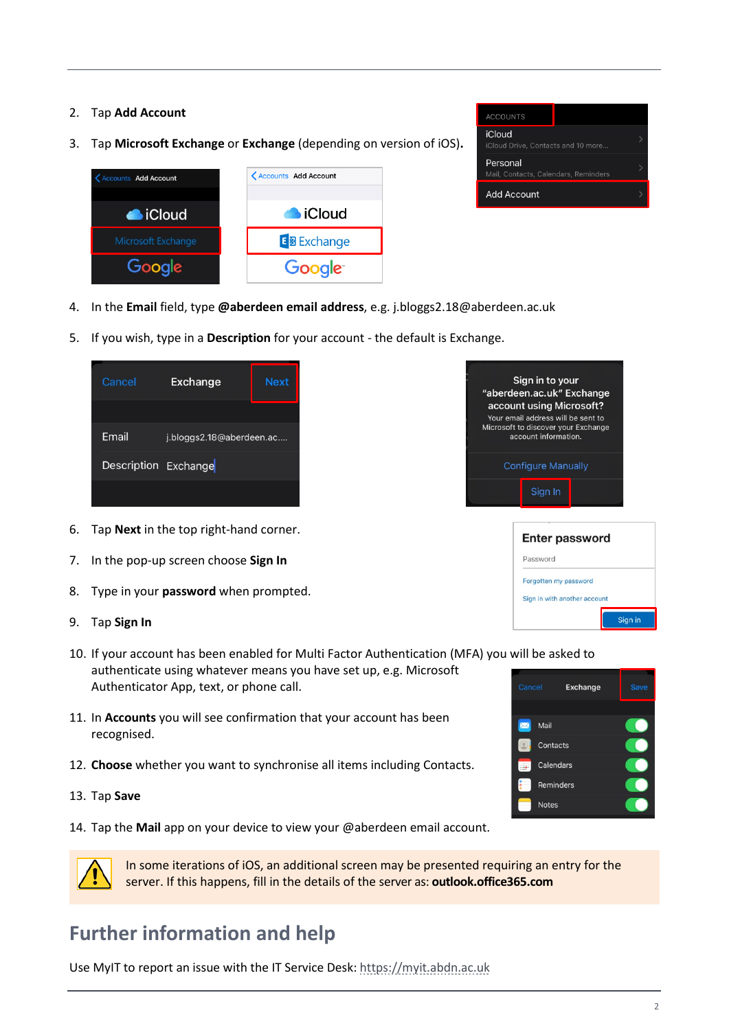2. Tap **Add Account**
3. Tap **Microsoft Exchange** or **Exchange** (depending on version of iOS).
4. In the **Email** field, type **@aberdeen email address**, e.g. j.bloggs2.18@aberdeen.ac.uk
5. If you wish, type in a **Description** for your account - the default is Exchange.
6. Tap **Next** in the top right-hand corner.
7. In the pop-up screen choose **Sign In**
8. Type in your **password** when prompted.
9. Tap **Sign In**
10. If your account has been enabled for Multi Factor Authentication (MFA) you will be asked to authenticate using whatever means you have set up, e.g. Microsoft Authenticator App, text, or phone call.
11. In **Accounts** you will see confirmation that your account has been recognised.
12. **Choose** whether you want to synchronise all items including Contacts.
13. Tap **Save**
14. Tap the **Mail** app on your device to view your @aberdeen email account.

In some iterations of iOS, an additional screen may be presented requiring an entry for the server. If this happens, fill in the details of the server as: **outlook.office365.com**

## Further information and help

Use MyIT to report an issue with the IT Service Desk: https://myit.abdn.ac.uk